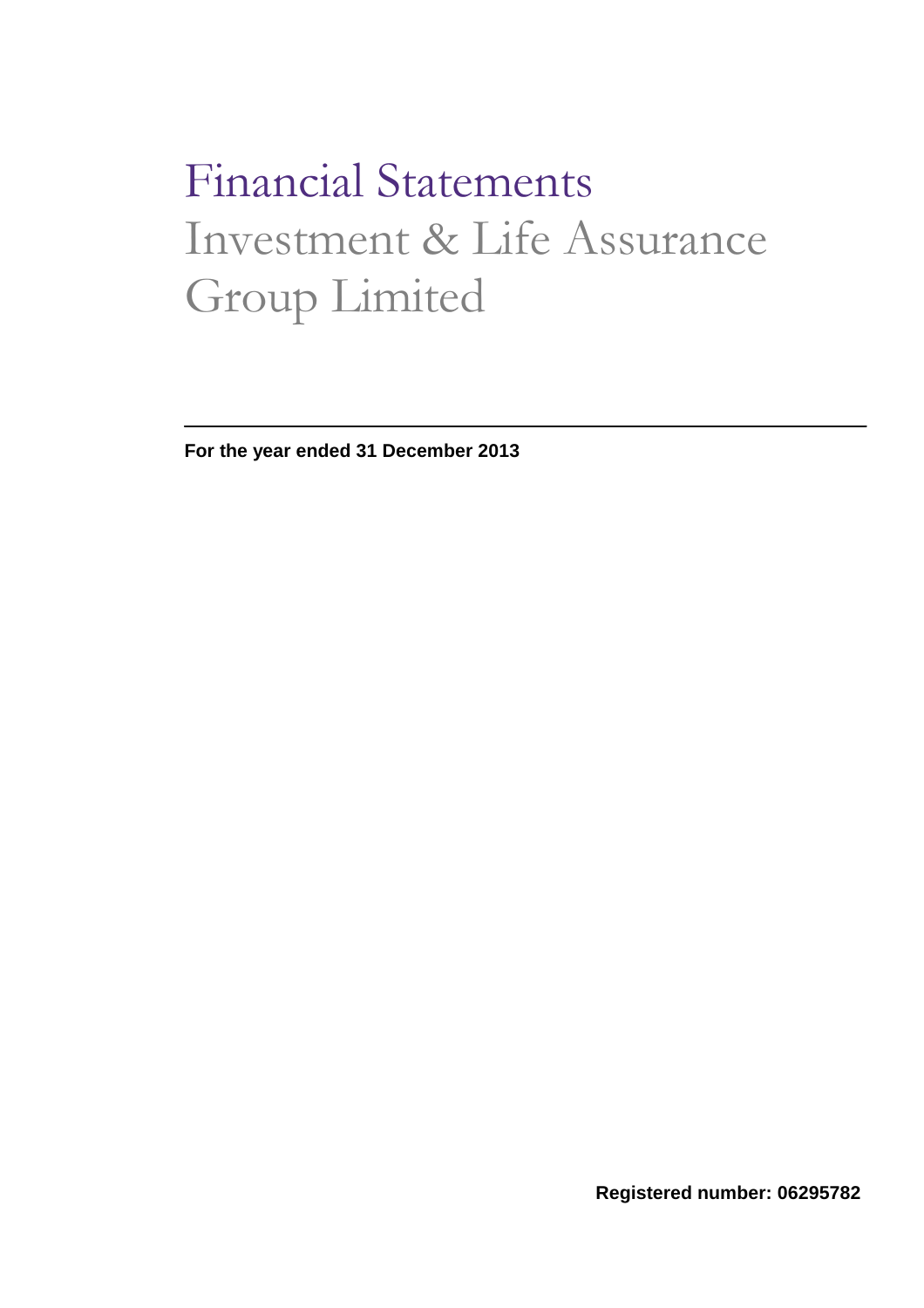# Financial Statements

## Investment & Life Assurance Group Limited

---

**For the year ended 31 December 2013**

**Registered number: 06295782**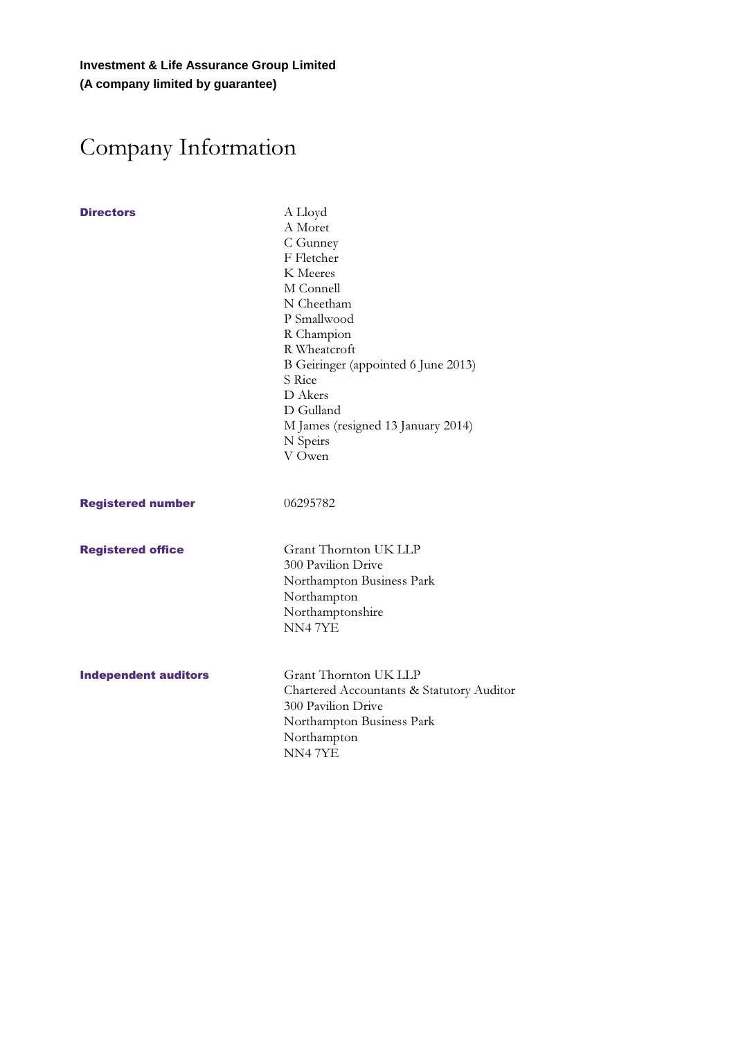**Investment & Life Assurance Group Limited**
**(A company limited by guarantee)**

# Company Information

| | |
|---|---|
| **Directors** | A Lloyd<br>A Moret<br>C Gunney<br>F Fletcher<br>K Meeres<br>M Connell<br>N Cheetham<br>P Smallwood<br>R Champion<br>R Wheatcroft<br>B Geiringer (appointed 6 June 2013)<br>S Rice<br>D Akers<br>D Gulland<br>M James (resigned 13 January 2014)<br>N Speirs<br>V Owen |
| **Registered number** | 06295782 |
| **Registered office** | Grant Thornton UK LLP<br>300 Pavilion Drive<br>Northampton Business Park<br>Northampton<br>Northamptonshire<br>NN4 7YE |
| **Independent auditors** | Grant Thornton UK LLP<br>Chartered Accountants & Statutory Auditor<br>300 Pavilion Drive<br>Northampton Business Park<br>Northampton<br>NN4 7YE |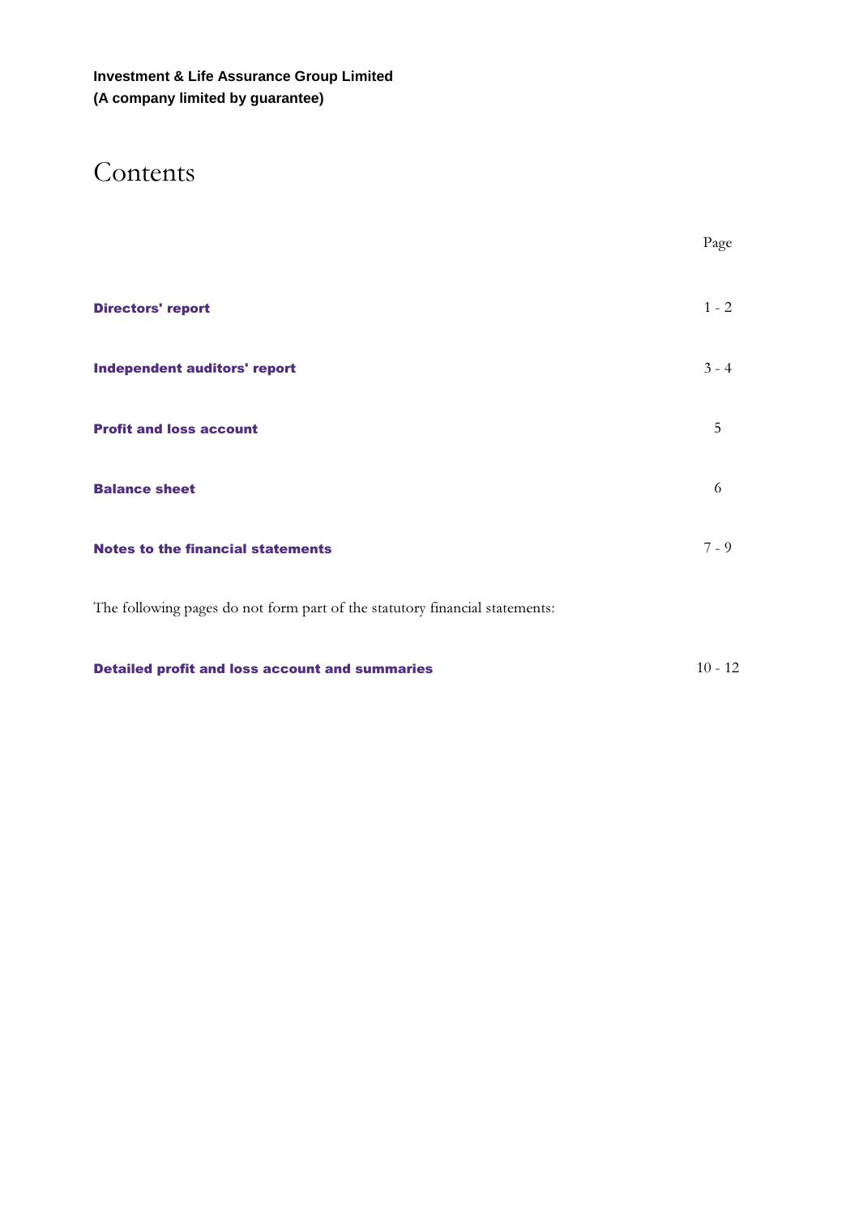**Investment & Life Assurance Group Limited**
**(A company limited by guarantee)**

# Contents

| | Page |
|---|---|
| **Directors' report** | 1 - 2 |
| **Independent auditors' report** | 3 - 4 |
| **Profit and loss account** | 5 |
| **Balance sheet** | 6 |
| **Notes to the financial statements** | 7 - 9 |

The following pages do not form part of the statutory financial statements:

| | |
|---|---|
| **Detailed profit and loss account and summaries** | 10 - 12 |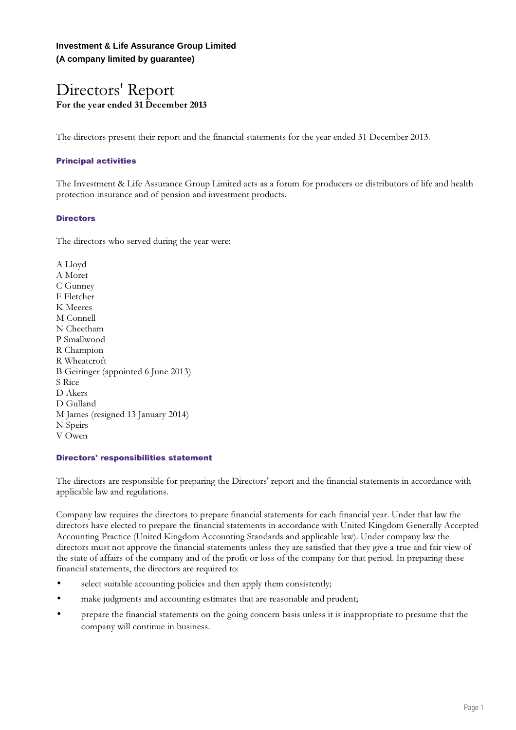**Investment & Life Assurance Group Limited**
**(A company limited by guarantee)**

# Directors' Report

**For the year ended 31 December 2013**

The directors present their report and the financial statements for the year ended 31 December 2013.

### Principal activities

The Investment & Life Assurance Group Limited acts as a forum for producers or distributors of life and health protection insurance and of pension and investment products.

### Directors

The directors who served during the year were:

A Lloyd
A Moret
C Gunney
F Fletcher
K Meeres
M Connell
N Cheetham
P Smallwood
R Champion
R Wheatcroft
B Geiringer (appointed 6 June 2013)
S Rice
D Akers
D Gulland
M James (resigned 13 January 2014)
N Speirs
V Owen

### Directors' responsibilities statement

The directors are responsible for preparing the Directors' report and the financial statements in accordance with applicable law and regulations.

Company law requires the directors to prepare financial statements for each financial year. Under that law the directors have elected to prepare the financial statements in accordance with United Kingdom Generally Accepted Accounting Practice (United Kingdom Accounting Standards and applicable law). Under company law the directors must not approve the financial statements unless they are satisfied that they give a true and fair view of the state of affairs of the company and of the profit or loss of the company for that period. In preparing these financial statements, the directors are required to:

- select suitable accounting policies and then apply them consistently;
- make judgments and accounting estimates that are reasonable and prudent;
- prepare the financial statements on the going concern basis unless it is inappropriate to presume that the company will continue in business.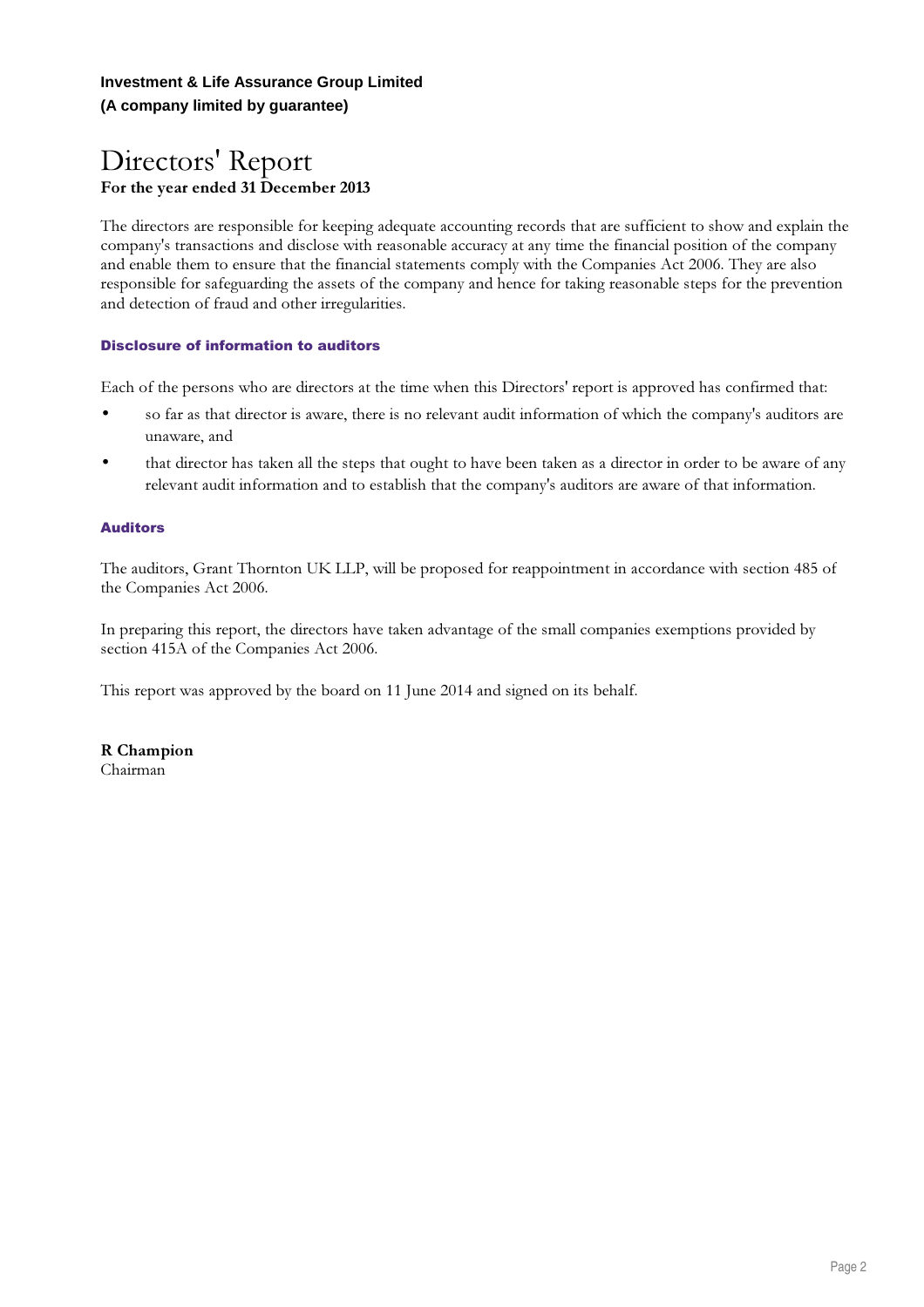**Investment & Life Assurance Group Limited**
**(A company limited by guarantee)**

# Directors' Report
**For the year ended 31 December 2013**

The directors are responsible for keeping adequate accounting records that are sufficient to show and explain the company's transactions and disclose with reasonable accuracy at any time the financial position of the company and enable them to ensure that the financial statements comply with the Companies Act 2006. They are also responsible for safeguarding the assets of the company and hence for taking reasonable steps for the prevention and detection of fraud and other irregularities.

### Disclosure of information to auditors

Each of the persons who are directors at the time when this Directors' report is approved has confirmed that:

- so far as that director is aware, there is no relevant audit information of which the company's auditors are unaware, and
- that director has taken all the steps that ought to have been taken as a director in order to be aware of any relevant audit information and to establish that the company's auditors are aware of that information.

### Auditors

The auditors, Grant Thornton UK LLP, will be proposed for reappointment in accordance with section 485 of the Companies Act 2006.

In preparing this report, the directors have taken advantage of the small companies exemptions provided by section 415A of the Companies Act 2006.

This report was approved by the board on 11 June 2014 and signed on its behalf.

**R Champion**
Chairman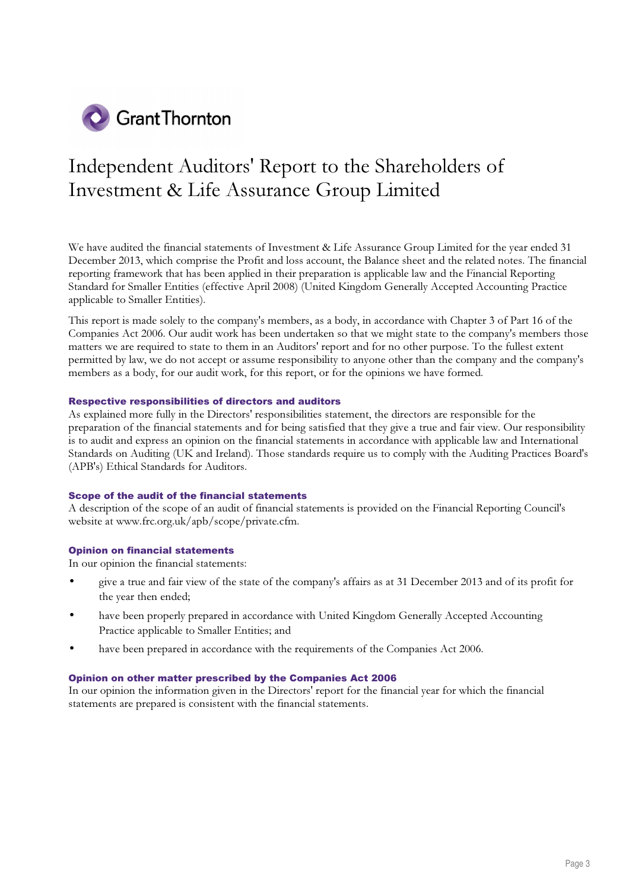Grant Thornton

# Independent Auditors' Report to the Shareholders of Investment & Life Assurance Group Limited

We have audited the financial statements of Investment & Life Assurance Group Limited for the year ended 31 December 2013, which comprise the Profit and loss account, the Balance sheet and the related notes. The financial reporting framework that has been applied in their preparation is applicable law and the Financial Reporting Standard for Smaller Entities (effective April 2008) (United Kingdom Generally Accepted Accounting Practice applicable to Smaller Entities).

This report is made solely to the company's members, as a body, in accordance with Chapter 3 of Part 16 of the Companies Act 2006. Our audit work has been undertaken so that we might state to the company's members those matters we are required to state to them in an Auditors' report and for no other purpose. To the fullest extent permitted by law, we do not accept or assume responsibility to anyone other than the company and the company's members as a body, for our audit work, for this report, or for the opinions we have formed.

### Respective responsibilities of directors and auditors

As explained more fully in the Directors' responsibilities statement, the directors are responsible for the preparation of the financial statements and for being satisfied that they give a true and fair view. Our responsibility is to audit and express an opinion on the financial statements in accordance with applicable law and International Standards on Auditing (UK and Ireland). Those standards require us to comply with the Auditing Practices Board's (APB's) Ethical Standards for Auditors.

### Scope of the audit of the financial statements

A description of the scope of an audit of financial statements is provided on the Financial Reporting Council's website at www.frc.org.uk/apb/scope/private.cfm.

### Opinion on financial statements

In our opinion the financial statements:

- give a true and fair view of the state of the company's affairs as at 31 December 2013 and of its profit for the year then ended;
- have been properly prepared in accordance with United Kingdom Generally Accepted Accounting Practice applicable to Smaller Entities; and
- have been prepared in accordance with the requirements of the Companies Act 2006.

### Opinion on other matter prescribed by the Companies Act 2006

In our opinion the information given in the Directors' report for the financial year for which the financial statements are prepared is consistent with the financial statements.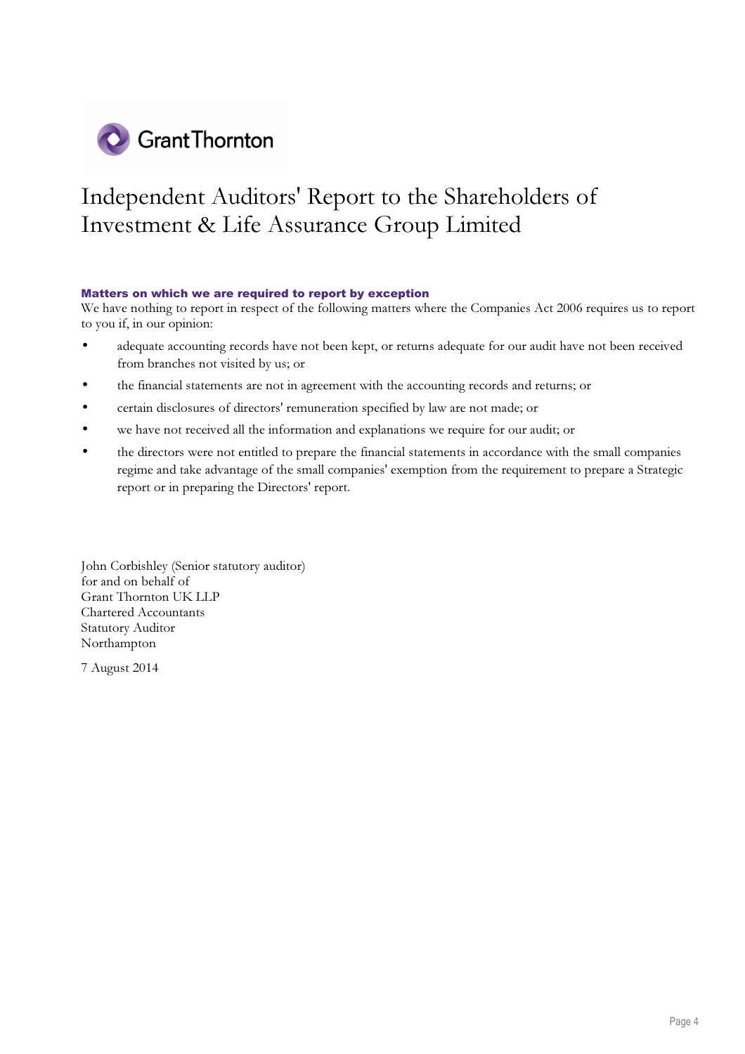# Independent Auditors' Report to the Shareholders of Investment & Life Assurance Group Limited

## Matters on which we are required to report by exception

We have nothing to report in respect of the following matters where the Companies Act 2006 requires us to report to you if, in our opinion:

- adequate accounting records have not been kept, or returns adequate for our audit have not been received from branches not visited by us; or
- the financial statements are not in agreement with the accounting records and returns; or
- certain disclosures of directors' remuneration specified by law are not made; or
- we have not received all the information and explanations we require for our audit; or
- the directors were not entitled to prepare the financial statements in accordance with the small companies regime and take advantage of the small companies' exemption from the requirement to prepare a Strategic report or in preparing the Directors' report.

John Corbishley (Senior statutory auditor)
for and on behalf of
Grant Thornton UK LLP
Chartered Accountants
Statutory Auditor
Northampton

7 August 2014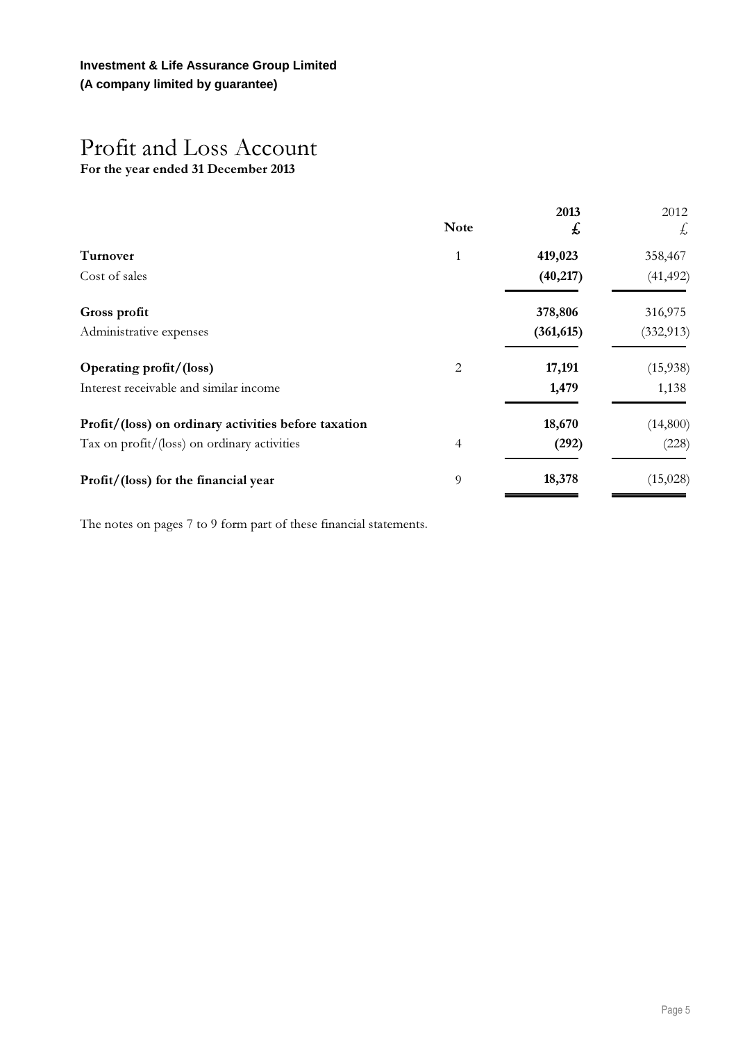**Investment & Life Assurance Group Limited**
**(A company limited by guarantee)**

# Profit and Loss Account

**For the year ended 31 December 2013**

| | Note | **2013** **£** | 2012 £ |
|---|---|---|---|
| **Turnover** | 1 | **419,023** | 358,467 |
| Cost of sales | | **(40,217)** | (41,492) |
| **Gross profit** | | **378,806** | 316,975 |
| Administrative expenses | | **(361,615)** | (332,913) |
| **Operating profit/(loss)** | 2 | **17,191** | (15,938) |
| Interest receivable and similar income | | **1,479** | 1,138 |
| **Profit/(loss) on ordinary activities before taxation** | | **18,670** | (14,800) |
| Tax on profit/(loss) on ordinary activities | 4 | **(292)** | (228) |
| **Profit/(loss) for the financial year** | 9 | **18,378** | (15,028) |

The notes on pages 7 to 9 form part of these financial statements.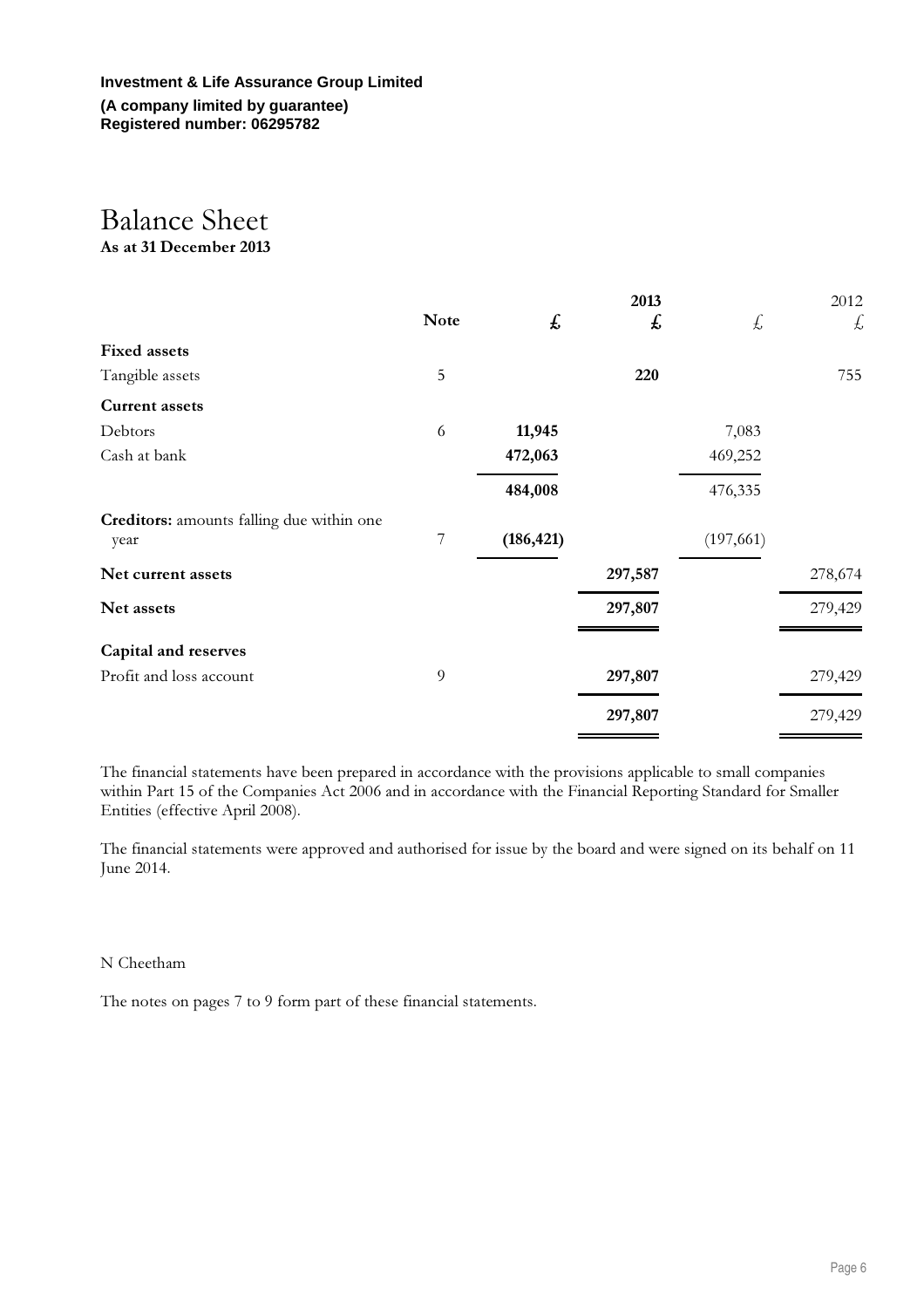**Investment & Life Assurance Group Limited**
**(A company limited by guarantee)**
**Registered number: 06295782**

# Balance Sheet
**As at 31 December 2013**

| | Note | £ | 2013 £ | £ | 2012 £ |
|---|---|---|---|---|---|
| **Fixed assets** | | | | | |
| Tangible assets | 5 | | **220** | | 755 |
| **Current assets** | | | | | |
| Debtors | 6 | **11,945** | | 7,083 | |
| Cash at bank | | **472,063** | | 469,252 | |
| | | **484,008** | | 476,335 | |
| **Creditors:** amounts falling due within one year | 7 | **(186,421)** | | (197,661) | |
| **Net current assets** | | | **297,587** | | 278,674 |
| **Net assets** | | | **297,807** | | 279,429 |
| **Capital and reserves** | | | | | |
| Profit and loss account | 9 | | **297,807** | | 279,429 |
| | | | **297,807** | | 279,429 |

The financial statements have been prepared in accordance with the provisions applicable to small companies within Part 15 of the Companies Act 2006 and in accordance with the Financial Reporting Standard for Smaller Entities (effective April 2008).

The financial statements were approved and authorised for issue by the board and were signed on its behalf on 11 June 2014.

N Cheetham

The notes on pages 7 to 9 form part of these financial statements.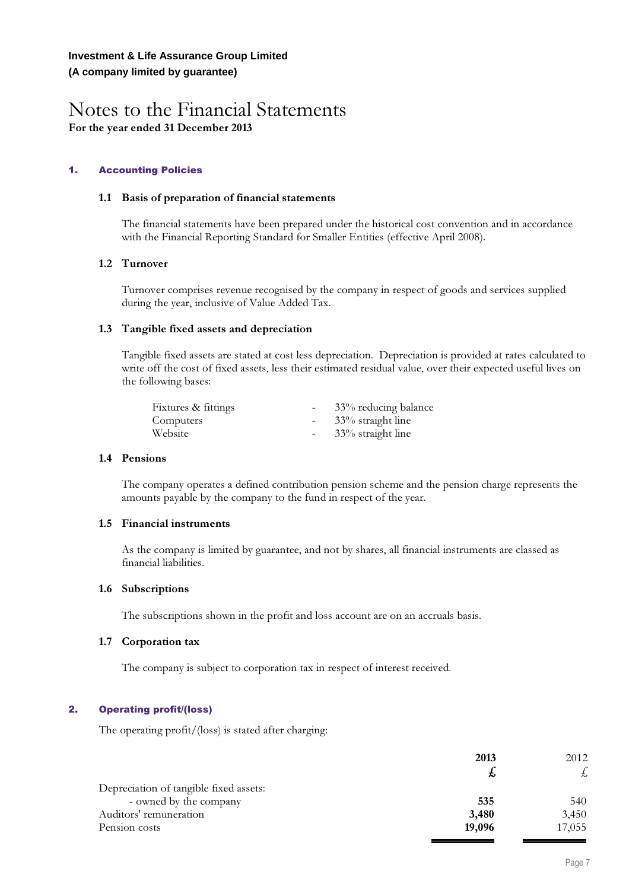**Investment & Life Assurance Group Limited**
**(A company limited by guarantee)**

# Notes to the Financial Statements

**For the year ended 31 December 2013**

## 1. Accounting Policies

### 1.1 Basis of preparation of financial statements

The financial statements have been prepared under the historical cost convention and in accordance with the Financial Reporting Standard for Smaller Entities (effective April 2008).

### 1.2 Turnover

Turnover comprises revenue recognised by the company in respect of goods and services supplied during the year, inclusive of Value Added Tax.

### 1.3 Tangible fixed assets and depreciation

Tangible fixed assets are stated at cost less depreciation. Depreciation is provided at rates calculated to write off the cost of fixed assets, less their estimated residual value, over their expected useful lives on the following bases:

| | | |
|---|---|---|
| Fixtures & fittings | - | 33% reducing balance |
| Computers | - | 33% straight line |
| Website | - | 33% straight line |

### 1.4 Pensions

The company operates a defined contribution pension scheme and the pension charge represents the amounts payable by the company to the fund in respect of the year.

### 1.5 Financial instruments

As the company is limited by guarantee, and not by shares, all financial instruments are classed as financial liabilities.

### 1.6 Subscriptions

The subscriptions shown in the profit and loss account are on an accruals basis.

### 1.7 Corporation tax

The company is subject to corporation tax in respect of interest received.

## 2. Operating profit/(loss)

The operating profit/(loss) is stated after charging:

| | **2013** | 2012 |
|---|---|---|
| | **£** | £ |
| Depreciation of tangible fixed assets: | | |
| - owned by the company | **535** | 540 |
| Auditors' remuneration | **3,480** | 3,450 |
| Pension costs | **19,096** | 17,055 |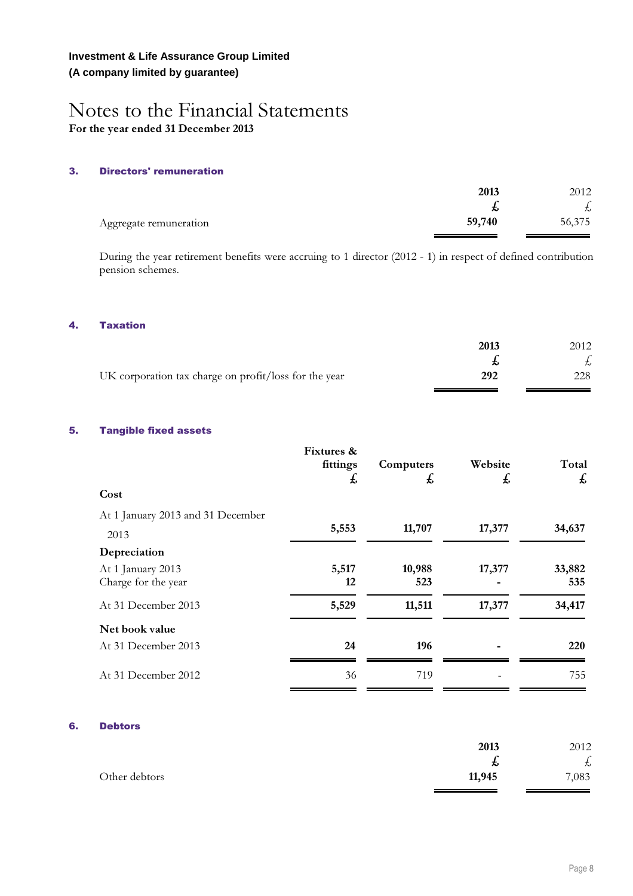**Investment & Life Assurance Group Limited**
**(A company limited by guarantee)**

# Notes to the Financial Statements

**For the year ended 31 December 2013**

### 3. Directors' remuneration

| | 2013 | 2012 |
|---|---|---|
| | £ | £ |
| Aggregate remuneration | **59,740** | 56,375 |

During the year retirement benefits were accruing to 1 director (2012 - 1) in respect of defined contribution pension schemes.

### 4. Taxation

| | 2013 | 2012 |
|---|---|---|
| | £ | £ |
| UK corporation tax charge on profit/loss for the year | **292** | 228 |

### 5. Tangible fixed assets

| | Fixtures & fittings £ | Computers £ | Website £ | Total £ |
|---|---|---|---|---|
| **Cost** | | | | |
| At 1 January 2013 and 31 December 2013 | **5,553** | **11,707** | **17,377** | **34,637** |
| **Depreciation** | | | | |
| At 1 January 2013 | **5,517** | **10,988** | **17,377** | **33,882** |
| Charge for the year | **12** | **523** | **-** | **535** |
| At 31 December 2013 | **5,529** | **11,511** | **17,377** | **34,417** |
| **Net book value** | | | | |
| At 31 December 2013 | **24** | **196** | **-** | **220** |
| At 31 December 2012 | 36 | 719 | - | 755 |

### 6. Debtors

| | 2013 | 2012 |
|---|---|---|
| | £ | £ |
| Other debtors | **11,945** | 7,083 |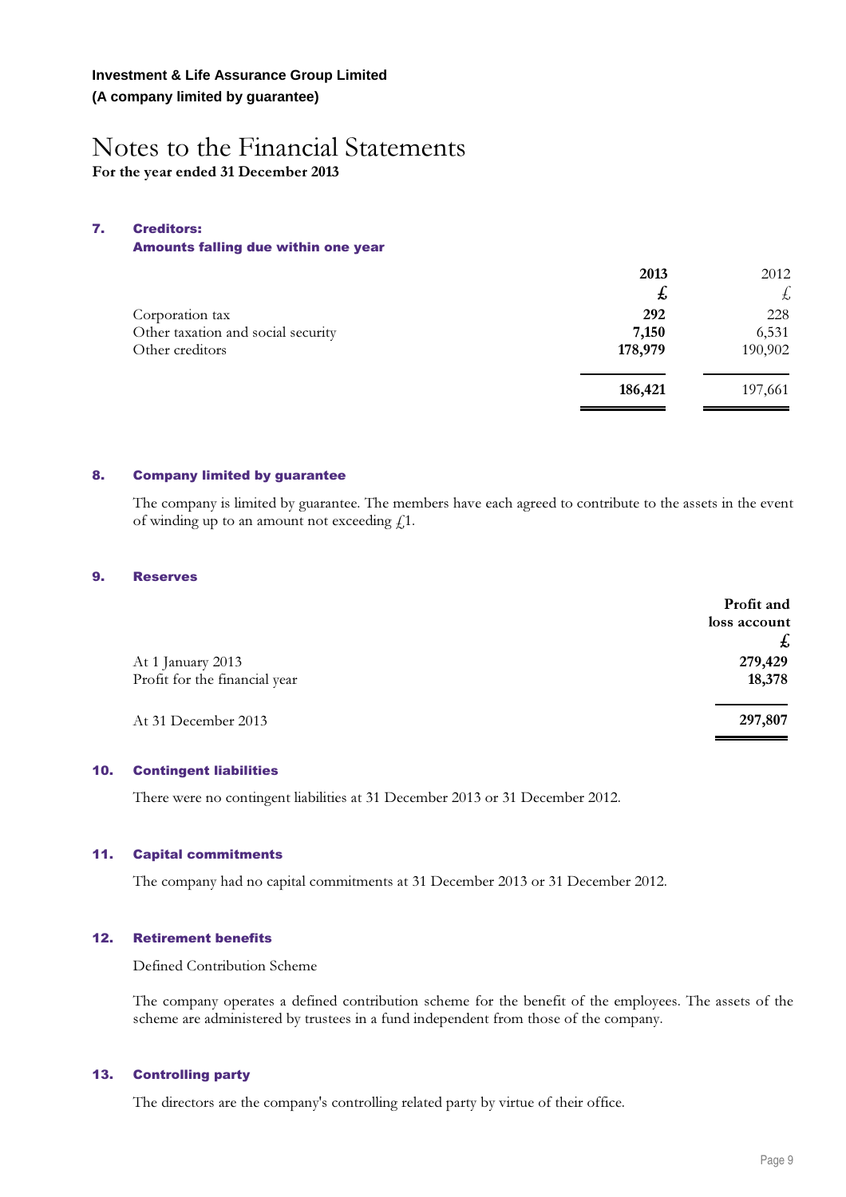**Investment & Life Assurance Group Limited**
**(A company limited by guarantee)**

# Notes to the Financial Statements

**For the year ended 31 December 2013**

## 7. Creditors: Amounts falling due within one year

| | **2013** | 2012 |
|---|---|---|
| | **£** | £ |
| Corporation tax | **292** | 228 |
| Other taxation and social security | **7,150** | 6,531 |
| Other creditors | **178,979** | 190,902 |
| | **186,421** | 197,661 |

## 8. Company limited by guarantee

The company is limited by guarantee. The members have each agreed to contribute to the assets in the event of winding up to an amount not exceeding £1.

## 9. Reserves

| | **Profit and loss account** |
|---|---|
| | **£** |
| At 1 January 2013 | **279,429** |
| Profit for the financial year | **18,378** |
| At 31 December 2013 | **297,807** |

## 10. Contingent liabilities

There were no contingent liabilities at 31 December 2013 or 31 December 2012.

## 11. Capital commitments

The company had no capital commitments at 31 December 2013 or 31 December 2012.

## 12. Retirement benefits

Defined Contribution Scheme

The company operates a defined contribution scheme for the benefit of the employees. The assets of the scheme are administered by trustees in a fund independent from those of the company.

## 13. Controlling party

The directors are the company's controlling related party by virtue of their office.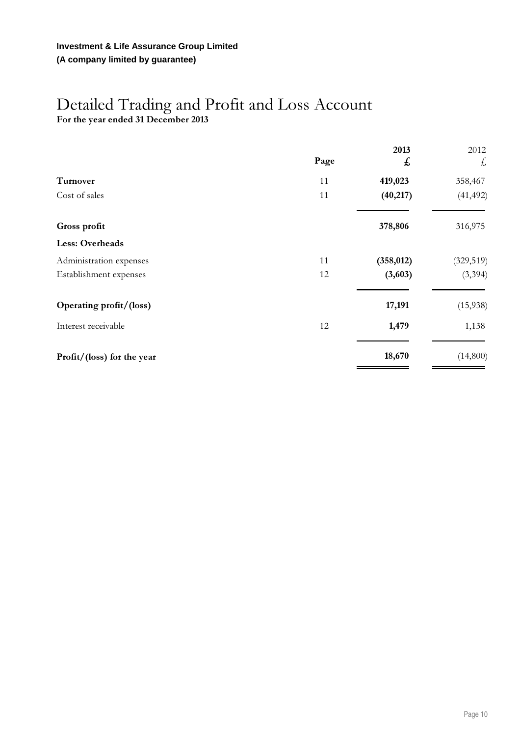**Investment & Life Assurance Group Limited**
**(A company limited by guarantee)**

# Detailed Trading and Profit and Loss Account

**For the year ended 31 December 2013**

| | Page | 2013<br>£ | 2012<br>£ |
|---|---|---|---|
| **Turnover** | 11 | **419,023** | 358,467 |
| Cost of sales | 11 | **(40,217)** | (41,492) |
| **Gross profit** | | **378,806** | 316,975 |
| **Less: Overheads** | | | |
| Administration expenses | 11 | **(358,012)** | (329,519) |
| Establishment expenses | 12 | **(3,603)** | (3,394) |
| **Operating profit/(loss)** | | **17,191** | (15,938) |
| Interest receivable | 12 | **1,479** | 1,138 |
| **Profit/(loss) for the year** | | **18,670** | (14,800) |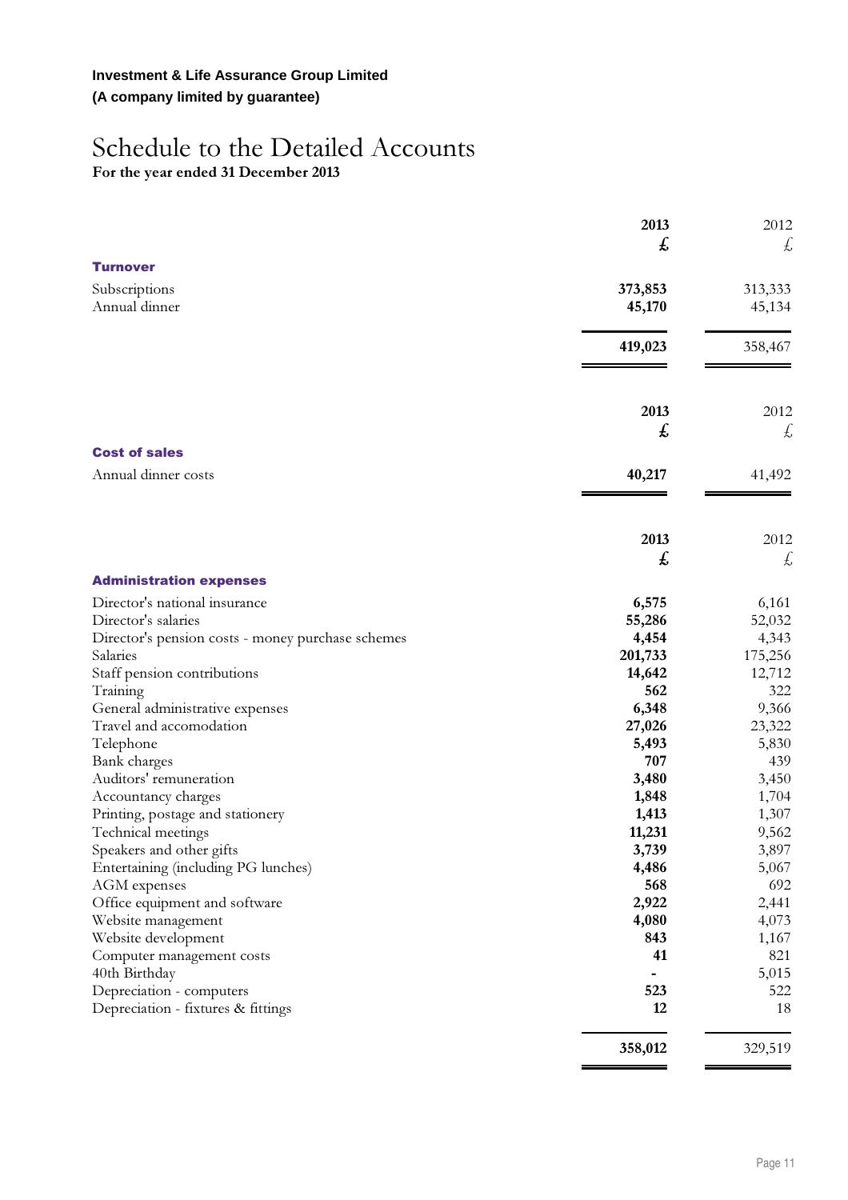**Investment & Life Assurance Group Limited**
**(A company limited by guarantee)**

# Schedule to the Detailed Accounts

**For the year ended 31 December 2013**

| | 2013 £ | 2012 £ |
|---|---|---|
| **Turnover** | | |
| Subscriptions | **373,853** | 313,333 |
| Annual dinner | **45,170** | 45,134 |
| | **419,023** | 358,467 |

| | 2013 £ | 2012 £ |
|---|---|---|
| **Cost of sales** | | |
| Annual dinner costs | **40,217** | 41,492 |

| | 2013 £ | 2012 £ |
|---|---|---|
| **Administration expenses** | | |
| Director's national insurance | **6,575** | 6,161 |
| Director's salaries | **55,286** | 52,032 |
| Director's pension costs - money purchase schemes | **4,454** | 4,343 |
| Salaries | **201,733** | 175,256 |
| Staff pension contributions | **14,642** | 12,712 |
| Training | **562** | 322 |
| General administrative expenses | **6,348** | 9,366 |
| Travel and accomodation | **27,026** | 23,322 |
| Telephone | **5,493** | 5,830 |
| Bank charges | **707** | 439 |
| Auditors' remuneration | **3,480** | 3,450 |
| Accountancy charges | **1,848** | 1,704 |
| Printing, postage and stationery | **1,413** | 1,307 |
| Technical meetings | **11,231** | 9,562 |
| Speakers and other gifts | **3,739** | 3,897 |
| Entertaining (including PG lunches) | **4,486** | 5,067 |
| AGM expenses | **568** | 692 |
| Office equipment and software | **2,922** | 2,441 |
| Website management | **4,080** | 4,073 |
| Website development | **843** | 1,167 |
| Computer management costs | **41** | 821 |
| 40th Birthday | **-** | 5,015 |
| Depreciation - computers | **523** | 522 |
| Depreciation - fixtures & fittings | **12** | 18 |
| | **358,012** | 329,519 |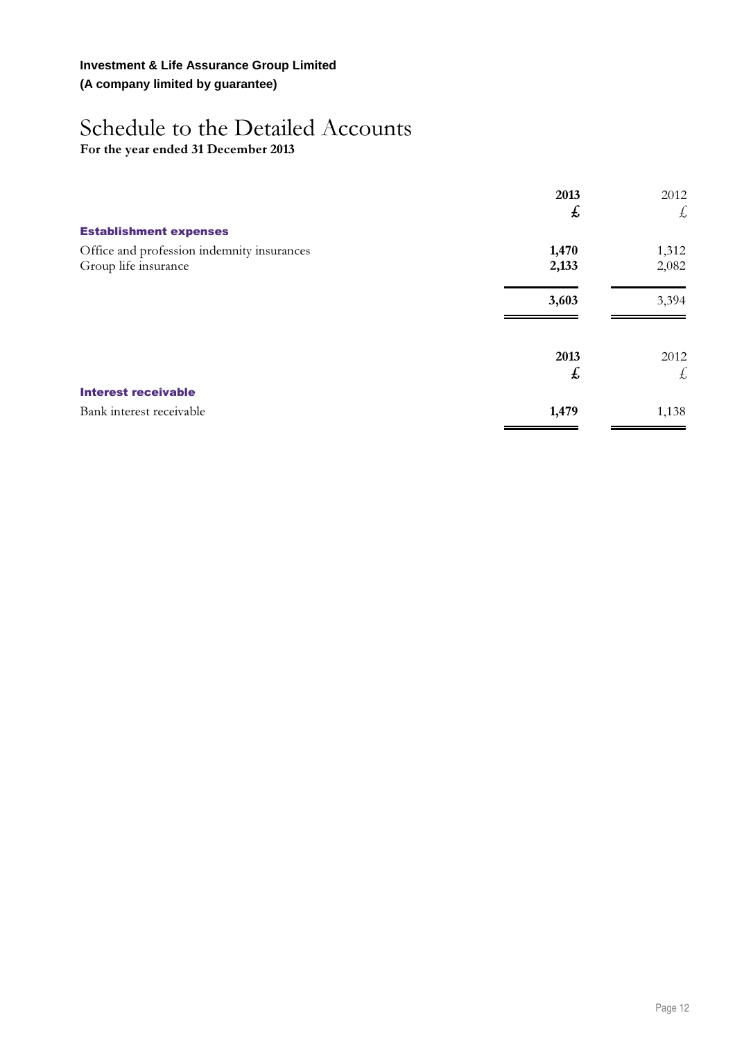**Investment & Life Assurance Group Limited**
**(A company limited by guarantee)**

# Schedule to the Detailed Accounts

**For the year ended 31 December 2013**

| | **2013** | 2012 |
|---|---|---|
| | **£** | £ |
| **Establishment expenses** | | |
| Office and profession indemnity insurances | **1,470** | 1,312 |
| Group life insurance | **2,133** | 2,082 |
| | **3,603** | 3,394 |

| | **2013** | 2012 |
|---|---|---|
| | **£** | £ |
| **Interest receivable** | | |
| Bank interest receivable | **1,479** | 1,138 |